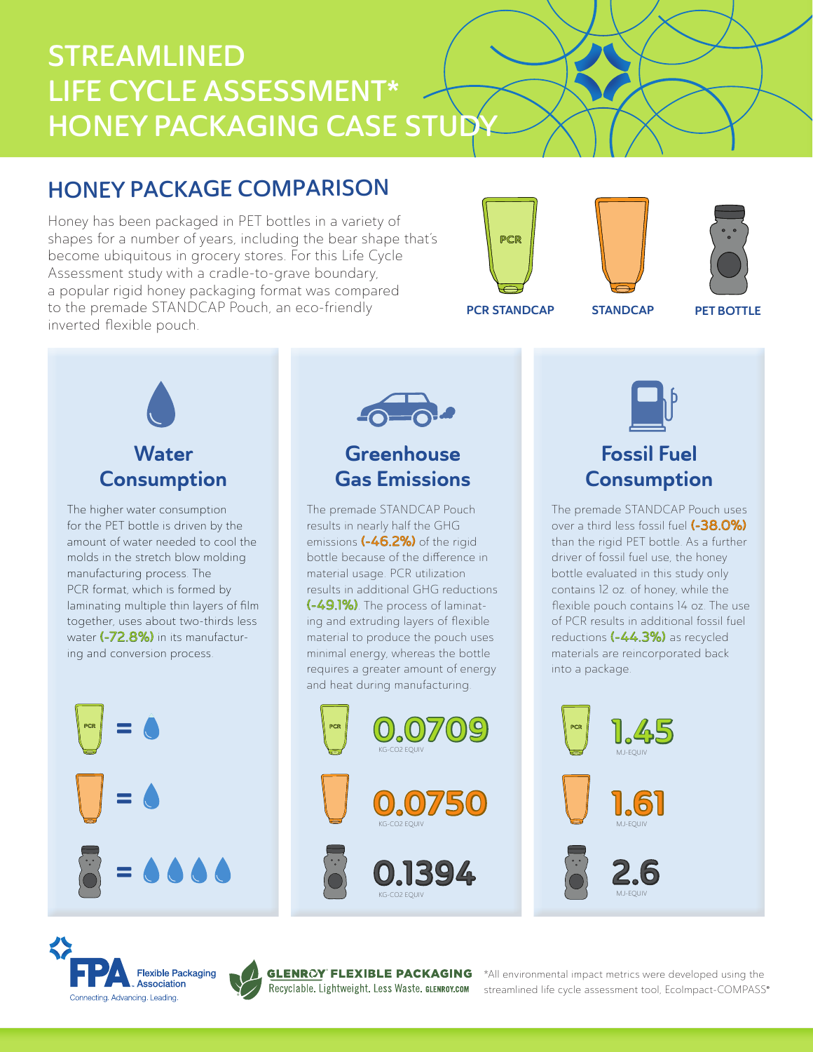# STREAMLINED LIFE CYCLE ASSESSMENT* HONEY PACKAGING CASE STUDY

## HONEY PACKAGE COMPARISON

Honey has been packaged in PET bottles in a variety of shapes for a number of years, including the bear shape that's become ubiquitous in grocery stores. For this Life Cycle Assessment study with a cradle-to-grave boundary, a popular rigid honey packaging format was compared to the premade STANDCAP Pouch, an eco-friendly inverted flexible pouch.

PCR STANDCAP | STANDCAP | PET BOTTLE

### Water Consumption

The higher water consumption for the PET bottle is driven by the amount of water needed to cool the molds in the stretch blow molding manufacturing process. The PCR format, which is formed by laminating multiple thin layers of film together, uses about two-thirds less water **(-72.8%)** in its manufacturing and conversion process.

- PCR STANDCAP = 1 drop
- STANDCAP = 1 drop
- PET BOTTLE = 4 drops

### Greenhouse Gas Emissions

The premade STANDCAP Pouch results in nearly half the GHG emissions **(-46.2%)** of the rigid bottle because of the difference in material usage. PCR utilization results in additional GHG reductions **(-49.1%)**. The process of laminating and extruding layers of flexible material to produce the pouch uses minimal energy, whereas the bottle requires a greater amount of energy and heat during manufacturing.

| Package | GHG Emissions |
|---|---|
| PCR STANDCAP | 0.0709 KG-CO2 EQUIV |
| STANDCAP | 0.0750 KG-CO2 EQUIV |
| PET BOTTLE | 0.1394 KG-CO2 EQUIV |

### Fossil Fuel Consumption

The premade STANDCAP Pouch uses over a third less fossil fuel **(-38.0%)** than the rigid PET bottle. As a further driver of fossil fuel use, the honey bottle evaluated in this study only contains 12 oz. of honey, while the flexible pouch contains 14 oz. The use of PCR results in additional fossil fuel reductions **(-44.3%)** as recycled materials are reincorporated back into a package.

| Package | Fossil Fuel Consumption |
|---|---|
| PCR STANDCAP | 1.45 MJ-EQUIV |
| STANDCAP | 1.61 MJ-EQUIV |
| PET BOTTLE | 2.6 MJ-EQUIV |

FPA Flexible Packaging Association — Connecting. Advancing. Leading.

GLENROY FLEXIBLE PACKAGING — Recyclable. Lightweight. Less Waste. GLENROY.COM

*All environmental impact metrics were developed using the streamlined life cycle assessment tool, EcoImpact-COMPASS®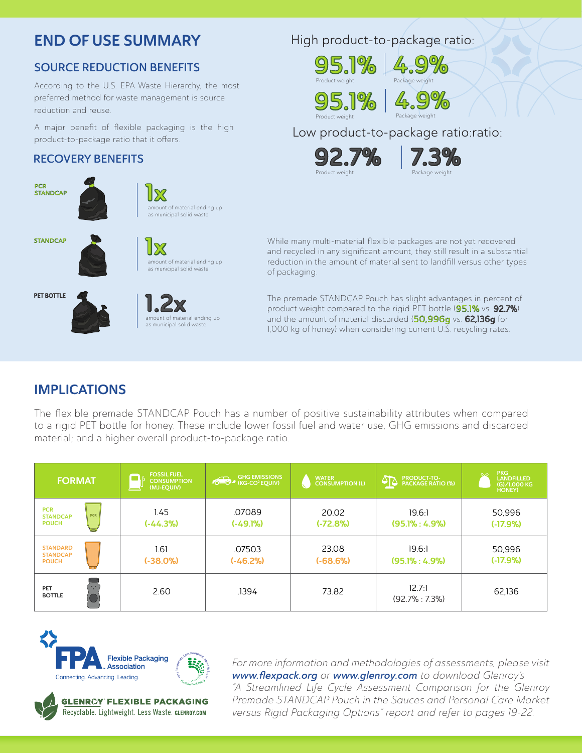# END OF USE SUMMARY

## SOURCE REDUCTION BENEFITS

According to the U.S. EPA Waste Hierarchy, the most preferred method for waste management is source reduction and reuse.

A major benefit of flexible packaging is the high product-to-package ratio that it offers.

High product-to-package ratio:

**95.1%** Product weight | **4.9%** Package weight

**95.1%** Product weight | **4.9%** Package weight

Low product-to-package ratio:ratio:

**92.7%** Product weight | **7.3%** Package weight

## RECOVERY BENEFITS

PCR STANDCAP

**1x** amount of material ending up as municipal solid waste

STANDCAP

**1x** amount of material ending up as municipal solid waste

PET BOTTLE

**1.2x** amount of material ending up as municipal solid waste

While many multi-material flexible packages are not yet recovered and recycled in any significant amount, they still result in a substantial reduction in the amount of material sent to landfill versus other types of packaging.

The premade STANDCAP Pouch has slight advantages in percent of product weight compared to the rigid PET bottle (**95.1%** vs. **92.7%**) and the amount of material discarded (**50,996g** vs. **62,136g** for 1,000 kg of honey) when considering current U.S. recycling rates.

## IMPLICATIONS

The flexible premade STANDCAP Pouch has a number of positive sustainability attributes when compared to a rigid PET bottle for honey. These include lower fossil fuel and water use, GHG emissions and discarded material; and a higher overall product-to-package ratio.

| FORMAT | FOSSIL FUEL CONSUMPTION (MJ-EQUIV) | GHG EMISSIONS (KG-$CO^2$ EQUIV) | WATER CONSUMPTION (L) | PRODUCT-TO-PACKAGE RATIO (%) | PKG LANDFILLED (G)/1,000 KG HONEY) |
|---|---|---|---|---|---|
| PCR STANDCAP POUCH | 1.45 (-44.3%) | .07089 (-49.1%) | 20.02 (-72.8%) | 19.6:1 (95.1% : 4.9%) | 50,996 (-17.9%) |
| STANDARD STANDCAP POUCH | 1.61 (-38.0%) | .07503 (-46.2%) | 23.08 (-68.6%) | 19.6:1 (95.1% : 4.9%) | 50,996 (-17.9%) |
| PET BOTTLE | 2.60 | .1394 | 73.82 | 12.7:1 (92.7% : 7.3%) | 62,136 |

FPA Flexible Packaging Association — Connecting. Advancing. Leading.

GLENROY® FLEXIBLE PACKAGING — Recyclable. Lightweight. Less Waste. GLENROY.COM

*For more information and methodologies of assessments, please visit **www.flexpack.org** or **www.glenroy.com** to download Glenroy's "A Streamlined Life Cycle Assessment Comparison for the Glenroy Premade STANDCAP Pouch in the Sauces and Personal Care Market versus Rigid Packaging Options" report and refer to pages 19-22.*